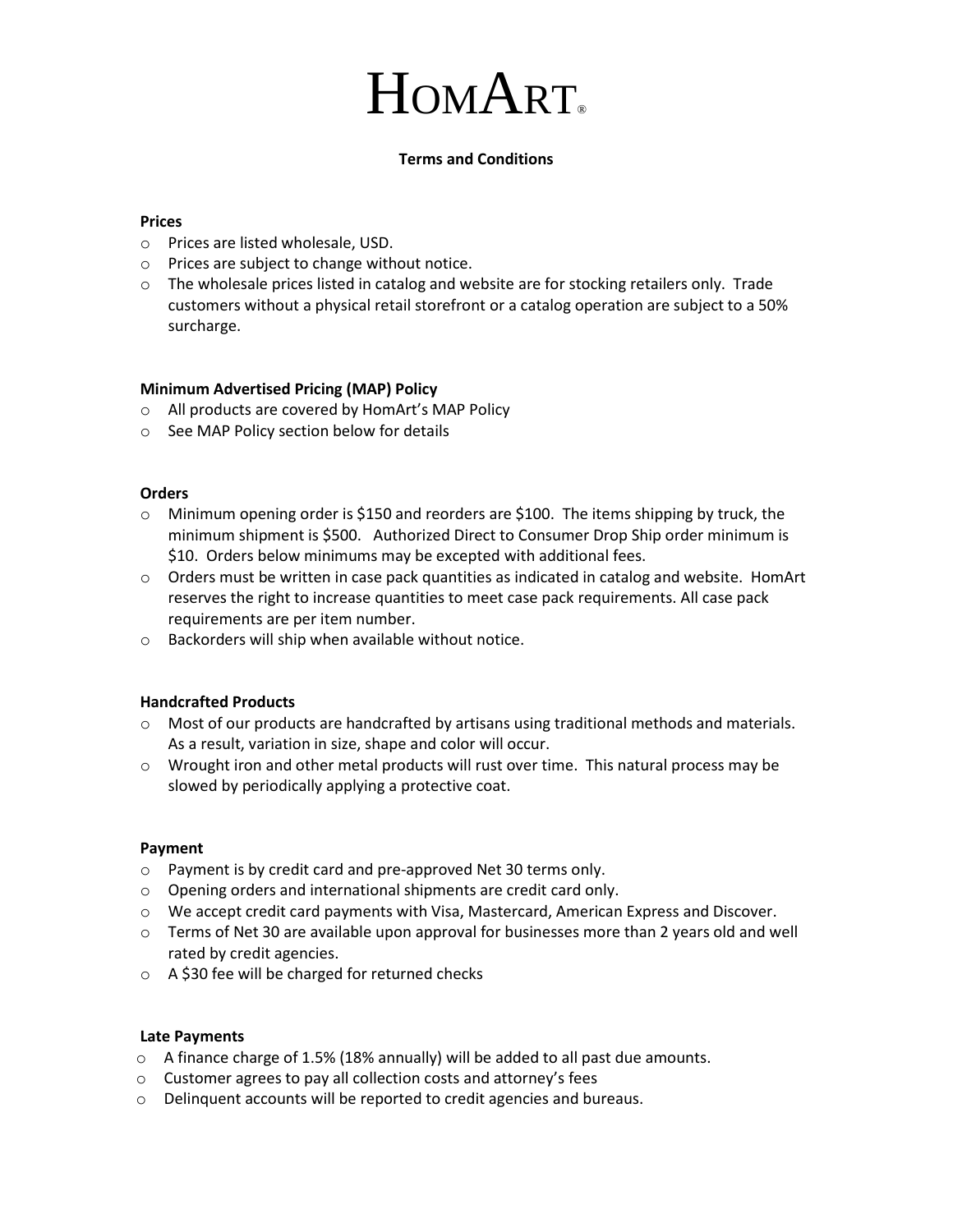# HomArt®

## Terms and Conditions

**Prices**

- Prices are listed wholesale, USD.
- Prices are subject to change without notice.
- The wholesale prices listed in catalog and website are for stocking retailers only. Trade customers without a physical retail storefront or a catalog operation are subject to a 50% surcharge.

**Minimum Advertised Pricing (MAP) Policy**

- All products are covered by HomArt's MAP Policy
- See MAP Policy section below for details

**Orders**

- Minimum opening order is $150 and reorders are $100. The items shipping by truck, the minimum shipment is $500. Authorized Direct to Consumer Drop Ship order minimum is $10. Orders below minimums may be excepted with additional fees.
- Orders must be written in case pack quantities as indicated in catalog and website. HomArt reserves the right to increase quantities to meet case pack requirements. All case pack requirements are per item number.
- Backorders will ship when available without notice.

**Handcrafted Products**

- Most of our products are handcrafted by artisans using traditional methods and materials. As a result, variation in size, shape and color will occur.
- Wrought iron and other metal products will rust over time. This natural process may be slowed by periodically applying a protective coat.

**Payment**

- Payment is by credit card and pre-approved Net 30 terms only.
- Opening orders and international shipments are credit card only.
- We accept credit card payments with Visa, Mastercard, American Express and Discover.
- Terms of Net 30 are available upon approval for businesses more than 2 years old and well rated by credit agencies.
- A $30 fee will be charged for returned checks

**Late Payments**

- A finance charge of 1.5% (18% annually) will be added to all past due amounts.
- Customer agrees to pay all collection costs and attorney's fees
- Delinquent accounts will be reported to credit agencies and bureaus.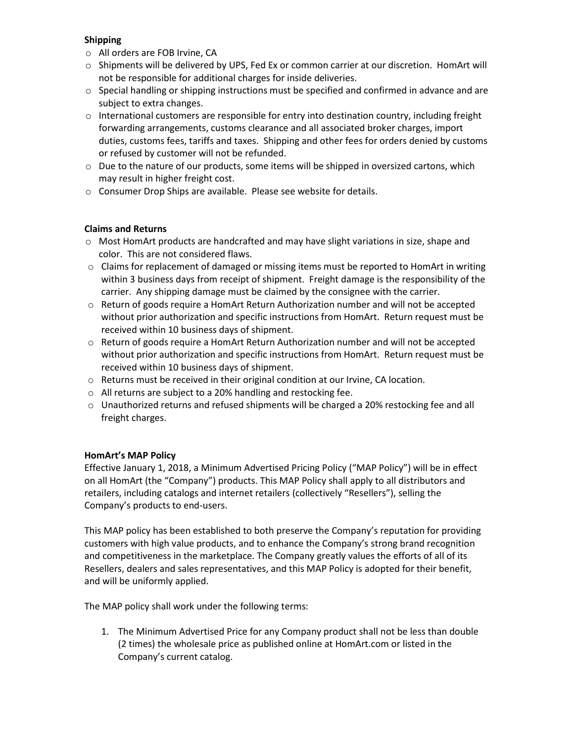**Shipping**

- All orders are FOB Irvine, CA
- Shipments will be delivered by UPS, Fed Ex or common carrier at our discretion. HomArt will not be responsible for additional charges for inside deliveries.
- Special handling or shipping instructions must be specified and confirmed in advance and are subject to extra changes.
- International customers are responsible for entry into destination country, including freight forwarding arrangements, customs clearance and all associated broker charges, import duties, customs fees, tariffs and taxes. Shipping and other fees for orders denied by customs or refused by customer will not be refunded.
- Due to the nature of our products, some items will be shipped in oversized cartons, which may result in higher freight cost.
- Consumer Drop Ships are available. Please see website for details.

**Claims and Returns**

- Most HomArt products are handcrafted and may have slight variations in size, shape and color. This are not considered flaws.
- Claims for replacement of damaged or missing items must be reported to HomArt in writing within 3 business days from receipt of shipment. Freight damage is the responsibility of the carrier. Any shipping damage must be claimed by the consignee with the carrier.
- Return of goods require a HomArt Return Authorization number and will not be accepted without prior authorization and specific instructions from HomArt. Return request must be received within 10 business days of shipment.
- Return of goods require a HomArt Return Authorization number and will not be accepted without prior authorization and specific instructions from HomArt. Return request must be received within 10 business days of shipment.
- Returns must be received in their original condition at our Irvine, CA location.
- All returns are subject to a 20% handling and restocking fee.
- Unauthorized returns and refused shipments will be charged a 20% restocking fee and all freight charges.

**HomArt's MAP Policy**

Effective January 1, 2018, a Minimum Advertised Pricing Policy ("MAP Policy") will be in effect on all HomArt (the "Company") products. This MAP Policy shall apply to all distributors and retailers, including catalogs and internet retailers (collectively "Resellers"), selling the Company's products to end-users.

This MAP policy has been established to both preserve the Company's reputation for providing customers with high value products, and to enhance the Company's strong brand recognition and competitiveness in the marketplace. The Company greatly values the efforts of all of its Resellers, dealers and sales representatives, and this MAP Policy is adopted for their benefit, and will be uniformly applied.

The MAP policy shall work under the following terms:

1. The Minimum Advertised Price for any Company product shall not be less than double (2 times) the wholesale price as published online at HomArt.com or listed in the Company's current catalog.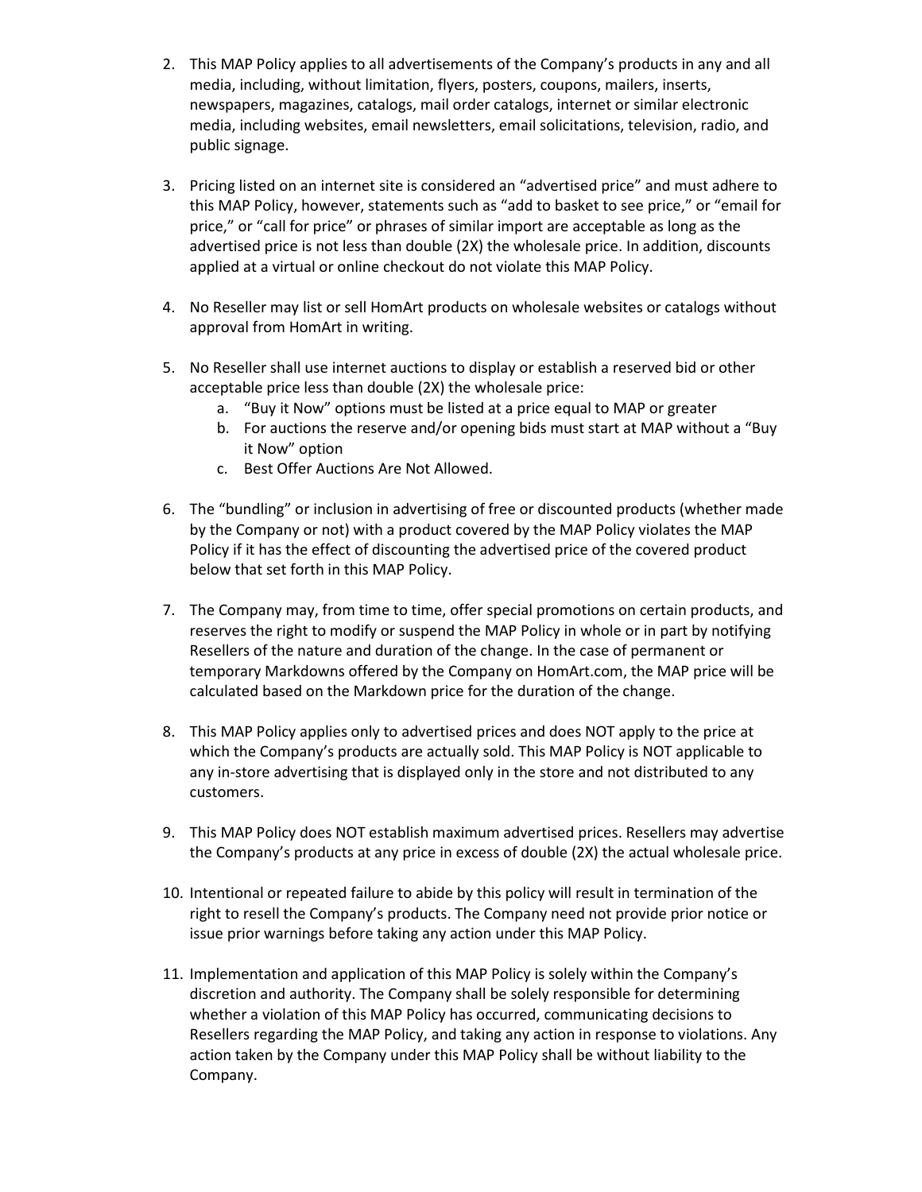2. This MAP Policy applies to all advertisements of the Company's products in any and all media, including, without limitation, flyers, posters, coupons, mailers, inserts, newspapers, magazines, catalogs, mail order catalogs, internet or similar electronic media, including websites, email newsletters, email solicitations, television, radio, and public signage.

3. Pricing listed on an internet site is considered an "advertised price" and must adhere to this MAP Policy, however, statements such as "add to basket to see price," or "email for price," or "call for price" or phrases of similar import are acceptable as long as the advertised price is not less than double (2X) the wholesale price. In addition, discounts applied at a virtual or online checkout do not violate this MAP Policy.

4. No Reseller may list or sell HomArt products on wholesale websites or catalogs without approval from HomArt in writing.

5. No Reseller shall use internet auctions to display or establish a reserved bid or other acceptable price less than double (2X) the wholesale price:
   a. "Buy it Now" options must be listed at a price equal to MAP or greater
   b. For auctions the reserve and/or opening bids must start at MAP without a "Buy it Now" option
   c. Best Offer Auctions Are Not Allowed.

6. The "bundling" or inclusion in advertising of free or discounted products (whether made by the Company or not) with a product covered by the MAP Policy violates the MAP Policy if it has the effect of discounting the advertised price of the covered product below that set forth in this MAP Policy.

7. The Company may, from time to time, offer special promotions on certain products, and reserves the right to modify or suspend the MAP Policy in whole or in part by notifying Resellers of the nature and duration of the change. In the case of permanent or temporary Markdowns offered by the Company on HomArt.com, the MAP price will be calculated based on the Markdown price for the duration of the change.

8. This MAP Policy applies only to advertised prices and does NOT apply to the price at which the Company's products are actually sold. This MAP Policy is NOT applicable to any in-store advertising that is displayed only in the store and not distributed to any customers.

9. This MAP Policy does NOT establish maximum advertised prices. Resellers may advertise the Company's products at any price in excess of double (2X) the actual wholesale price.

10. Intentional or repeated failure to abide by this policy will result in termination of the right to resell the Company's products. The Company need not provide prior notice or issue prior warnings before taking any action under this MAP Policy.

11. Implementation and application of this MAP Policy is solely within the Company's discretion and authority. The Company shall be solely responsible for determining whether a violation of this MAP Policy has occurred, communicating decisions to Resellers regarding the MAP Policy, and taking any action in response to violations. Any action taken by the Company under this MAP Policy shall be without liability to the Company.